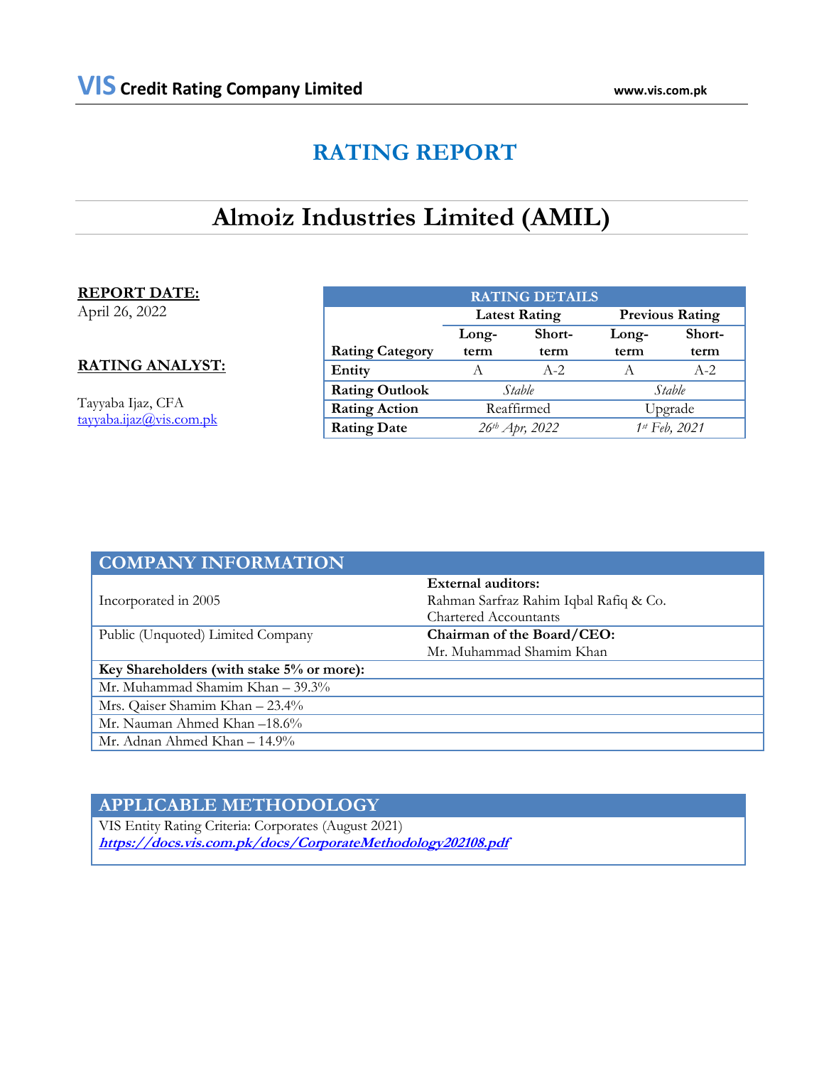# VIS Credit Rating Company Limited

www.vis.com.pk

# RATING REPORT

## Almoiz Industries Limited (AMIL)

**REPORT DATE:**
April 26, 2022

**RATING ANALYST:**

Tayyaba Ijaz, CFA
tayyaba.ijaz@vis.com.pk

| RATING DETAILS | | | | |
|---|---|---|---|---|
| | Latest Rating | | Previous Rating | |
| **Rating Category** | **Long-term** | **Short-term** | **Long-term** | **Short-term** |
| **Entity** | A | A-2 | A | A-2 |
| **Rating Outlook** | *Stable* | | *Stable* | |
| **Rating Action** | Reaffirmed | | Upgrade | |
| **Rating Date** | *26th Apr, 2022* | | *1st Feb, 2021* | |

| COMPANY INFORMATION | |
|---|---|
| Incorporated in 2005 | **External auditors:** Rahman Sarfraz Rahim Iqbal Rafiq & Co. Chartered Accountants |
| Public (Unquoted) Limited Company | **Chairman of the Board/CEO:** Mr. Muhammad Shamim Khan |
| **Key Shareholders (with stake 5% or more):** | |
| Mr. Muhammad Shamim Khan – 39.3% | |
| Mrs. Qaiser Shamim Khan – 23.4% | |
| Mr. Nauman Ahmed Khan –18.6% | |
| Mr. Adnan Ahmed Khan – 14.9% | |

| APPLICABLE METHODOLOGY |
|---|
| VIS Entity Rating Criteria: Corporates (August 2021) |
| ***https://docs.vis.com.pk/docs/CorporateMethodology202108.pdf*** |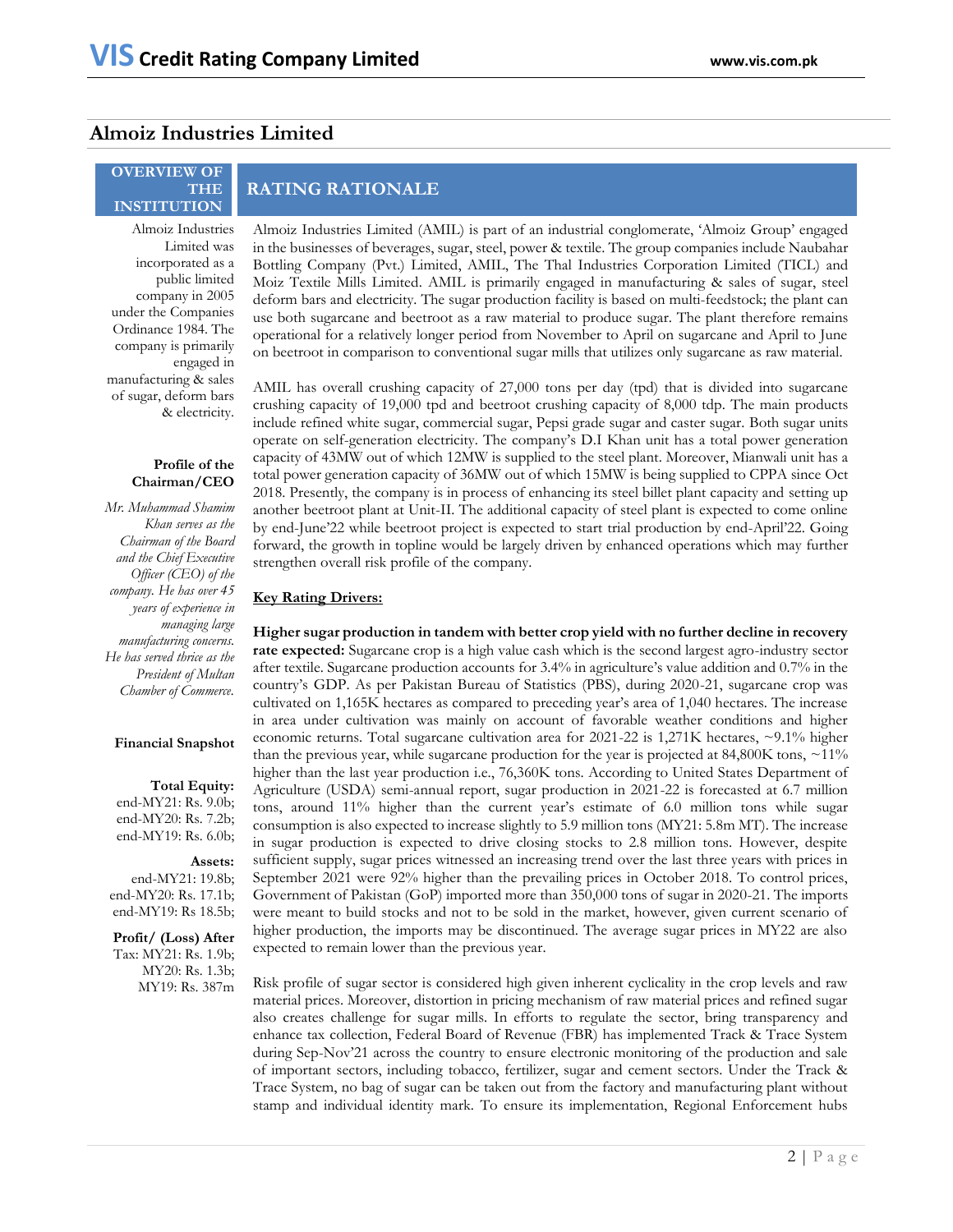## Almoiz Industries Limited

### OVERVIEW OF THE INSTITUTION

Almoiz Industries Limited was incorporated as a public limited company in 2005 under the Companies Ordinance 1984. The company is primarily engaged in manufacturing & sales of sugar, deform bars & electricity.

**Profile of the Chairman/CEO**

*Mr. Muhammad Shamim Khan serves as the Chairman of the Board and the Chief Executive Officer (CEO) of the company. He has over 45 years of experience in managing large manufacturing concerns. He has served thrice as the President of Multan Chamber of Commerce.*

**Financial Snapshot**

**Total Equity:** end-MY21: Rs. 9.0b; end-MY20: Rs. 7.2b; end-MY19: Rs. 6.0b;

**Assets:** end-MY21: 19.8b; end-MY20: Rs. 17.1b; end-MY19: Rs 18.5b;

**Profit/ (Loss) After Tax:** MY21: Rs. 1.9b; MY20: Rs. 1.3b; MY19: Rs. 387m

### RATING RATIONALE

Almoiz Industries Limited (AMIL) is part of an industrial conglomerate, 'Almoiz Group' engaged in the businesses of beverages, sugar, steel, power & textile. The group companies include Naubahar Bottling Company (Pvt.) Limited, AMIL, The Thal Industries Corporation Limited (TICL) and Moiz Textile Mills Limited. AMIL is primarily engaged in manufacturing & sales of sugar, steel deform bars and electricity. The sugar production facility is based on multi-feedstock; the plant can use both sugarcane and beetroot as a raw material to produce sugar. The plant therefore remains operational for a relatively longer period from November to April on sugarcane and April to June on beetroot in comparison to conventional sugar mills that utilizes only sugarcane as raw material.

AMIL has overall crushing capacity of 27,000 tons per day (tpd) that is divided into sugarcane crushing capacity of 19,000 tpd and beetroot crushing capacity of 8,000 tdp. The main products include refined white sugar, commercial sugar, Pepsi grade sugar and caster sugar. Both sugar units operate on self-generation electricity. The company's D.I Khan unit has a total power generation capacity of 43MW out of which 12MW is supplied to the steel plant. Moreover, Mianwali unit has a total power generation capacity of 36MW out of which 15MW is being supplied to CPPA since Oct 2018. Presently, the company is in process of enhancing its steel billet plant capacity and setting up another beetroot plant at Unit-II. The additional capacity of steel plant is expected to come online by end-June'22 while beetroot project is expected to start trial production by end-April'22. Going forward, the growth in topline would be largely driven by enhanced operations which may further strengthen overall risk profile of the company.

**Key Rating Drivers:**

**Higher sugar production in tandem with better crop yield with no further decline in recovery rate expected:** Sugarcane crop is a high value cash which is the second largest agro-industry sector after textile. Sugarcane production accounts for 3.4% in agriculture's value addition and 0.7% in the country's GDP. As per Pakistan Bureau of Statistics (PBS), during 2020-21, sugarcane crop was cultivated on 1,165K hectares as compared to preceding year's area of 1,040 hectares. The increase in area under cultivation was mainly on account of favorable weather conditions and higher economic returns. Total sugarcane cultivation area for 2021-22 is 1,271K hectares, ~9.1% higher than the previous year, while sugarcane production for the year is projected at 84,800K tons, ~11% higher than the last year production i.e., 76,360K tons. According to United States Department of Agriculture (USDA) semi-annual report, sugar production in 2021-22 is forecasted at 6.7 million tons, around 11% higher than the current year's estimate of 6.0 million tons while sugar consumption is also expected to increase slightly to 5.9 million tons (MY21: 5.8m MT). The increase in sugar production is expected to drive closing stocks to 2.8 million tons. However, despite sufficient supply, sugar prices witnessed an increasing trend over the last three years with prices in September 2021 were 92% higher than the prevailing prices in October 2018. To control prices, Government of Pakistan (GoP) imported more than 350,000 tons of sugar in 2020-21. The imports were meant to build stocks and not to be sold in the market, however, given current scenario of higher production, the imports may be discontinued. The average sugar prices in MY22 are also expected to remain lower than the previous year.

Risk profile of sugar sector is considered high given inherent cyclicality in the crop levels and raw material prices. Moreover, distortion in pricing mechanism of raw material prices and refined sugar also creates challenge for sugar mills. In efforts to regulate the sector, bring transparency and enhance tax collection, Federal Board of Revenue (FBR) has implemented Track & Trace System during Sep-Nov'21 across the country to ensure electronic monitoring of the production and sale of important sectors, including tobacco, fertilizer, sugar and cement sectors. Under the Track & Trace System, no bag of sugar can be taken out from the factory and manufacturing plant without stamp and individual identity mark. To ensure its implementation, Regional Enforcement hubs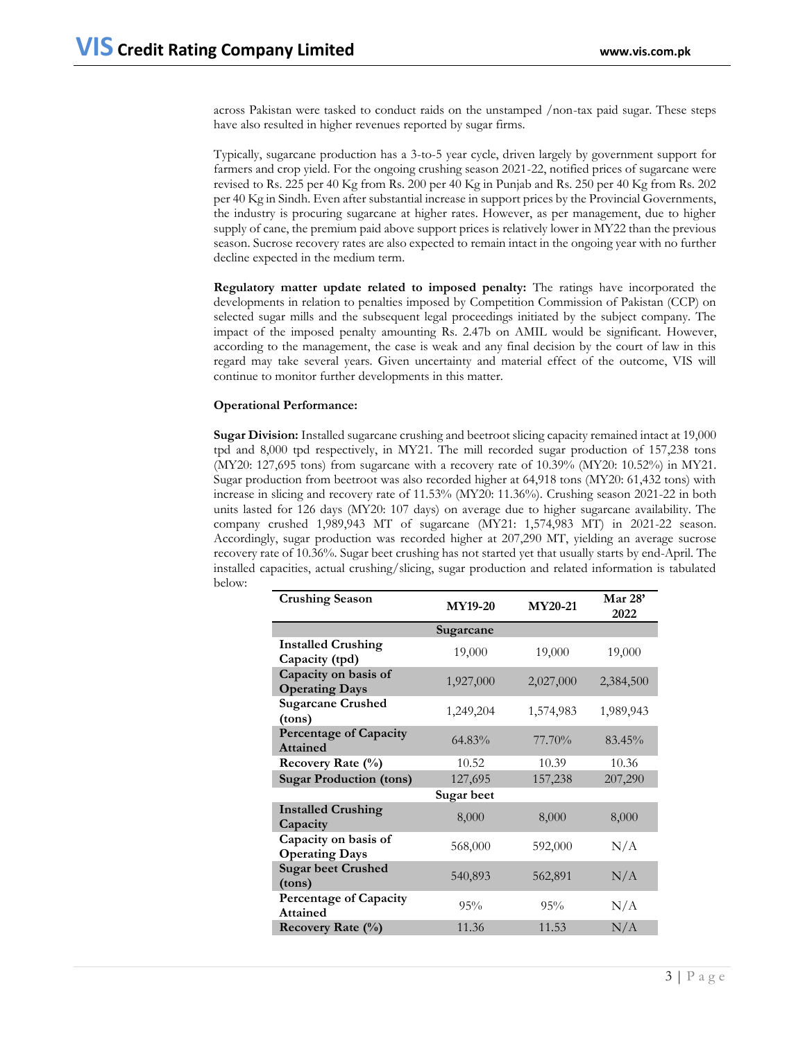across Pakistan were tasked to conduct raids on the unstamped /non-tax paid sugar. These steps have also resulted in higher revenues reported by sugar firms.

Typically, sugarcane production has a 3-to-5 year cycle, driven largely by government support for farmers and crop yield. For the ongoing crushing season 2021-22, notified prices of sugarcane were revised to Rs. 225 per 40 Kg from Rs. 200 per 40 Kg in Punjab and Rs. 250 per 40 Kg from Rs. 202 per 40 Kg in Sindh. Even after substantial increase in support prices by the Provincial Governments, the industry is procuring sugarcane at higher rates. However, as per management, due to higher supply of cane, the premium paid above support prices is relatively lower in MY22 than the previous season. Sucrose recovery rates are also expected to remain intact in the ongoing year with no further decline expected in the medium term.

**Regulatory matter update related to imposed penalty:** The ratings have incorporated the developments in relation to penalties imposed by Competition Commission of Pakistan (CCP) on selected sugar mills and the subsequent legal proceedings initiated by the subject company. The impact of the imposed penalty amounting Rs. 2.47b on AMIL would be significant. However, according to the management, the case is weak and any final decision by the court of law in this regard may take several years. Given uncertainty and material effect of the outcome, VIS will continue to monitor further developments in this matter.

**Operational Performance:**

**Sugar Division:** Installed sugarcane crushing and beetroot slicing capacity remained intact at 19,000 tpd and 8,000 tpd respectively, in MY21. The mill recorded sugar production of 157,238 tons (MY20: 127,695 tons) from sugarcane with a recovery rate of 10.39% (MY20: 10.52%) in MY21. Sugar production from beetroot was also recorded higher at 64,918 tons (MY20: 61,432 tons) with increase in slicing and recovery rate of 11.53% (MY20: 11.36%). Crushing season 2021-22 in both units lasted for 126 days (MY20: 107 days) on average due to higher sugarcane availability. The company crushed 1,989,943 MT of sugarcane (MY21: 1,574,983 MT) in 2021-22 season. Accordingly, sugar production was recorded higher at 207,290 MT, yielding an average sucrose recovery rate of 10.36%. Sugar beet crushing has not started yet that usually starts by end-April. The installed capacities, actual crushing/slicing, sugar production and related information is tabulated below:

| Crushing Season | MY19-20 | MY20-21 | Mar 28' 2022 |
|---|---|---|---|
| | **Sugarcane** | | |
| **Installed Crushing Capacity (tpd)** | 19,000 | 19,000 | 19,000 |
| **Capacity on basis of Operating Days** | 1,927,000 | 2,027,000 | 2,384,500 |
| **Sugarcane Crushed (tons)** | 1,249,204 | 1,574,983 | 1,989,943 |
| **Percentage of Capacity Attained** | 64.83% | 77.70% | 83.45% |
| **Recovery Rate (%)** | 10.52 | 10.39 | 10.36 |
| **Sugar Production (tons)** | 127,695 | 157,238 | 207,290 |
| | **Sugar beet** | | |
| **Installed Crushing Capacity** | 8,000 | 8,000 | 8,000 |
| **Capacity on basis of Operating Days** | 568,000 | 592,000 | N/A |
| **Sugar beet Crushed (tons)** | 540,893 | 562,891 | N/A |
| **Percentage of Capacity Attained** | 95% | 95% | N/A |
| **Recovery Rate (%)** | 11.36 | 11.53 | N/A |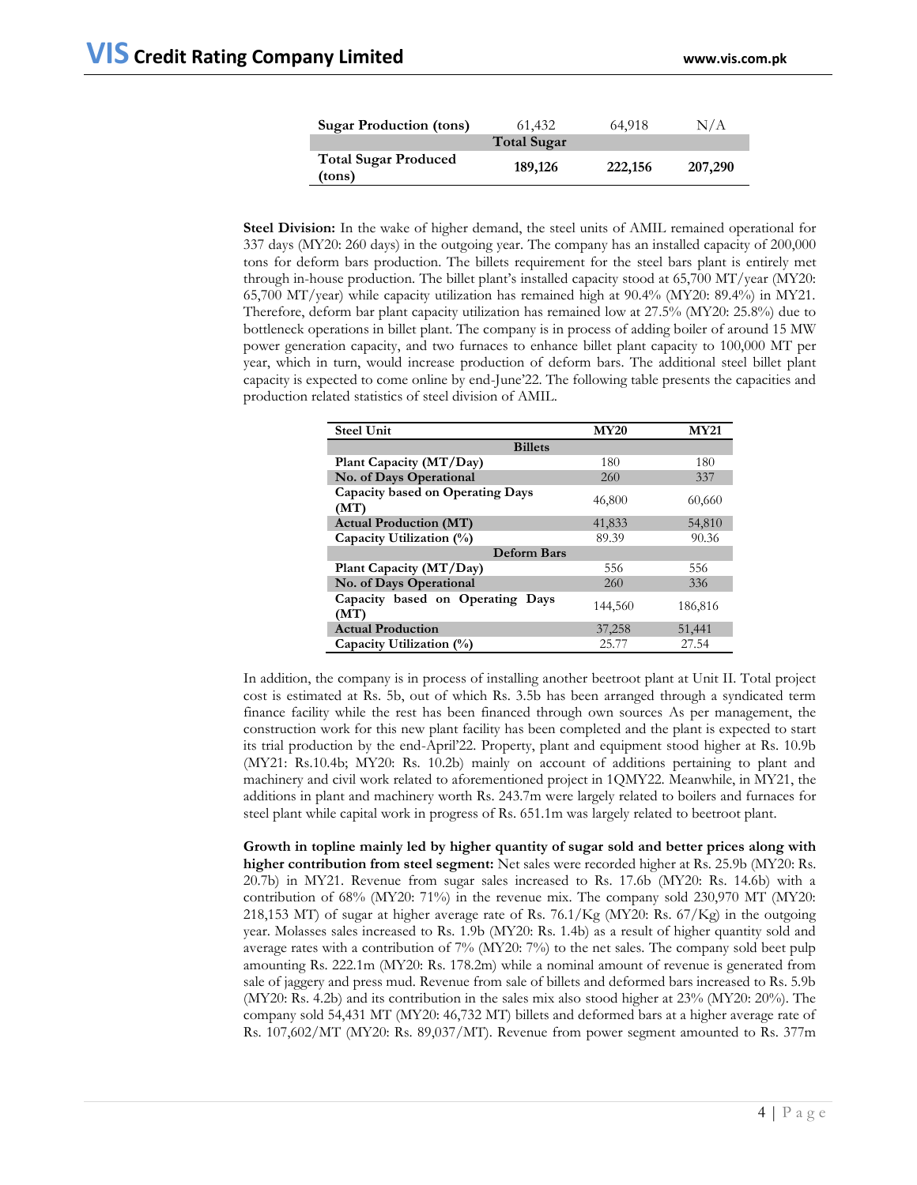| Sugar Production (tons) | 61,432 | 64,918 | N/A |
|---|---|---|---|
| Total Sugar | | | |
| **Total Sugar Produced (tons)** | **189,126** | **222,156** | **207,290** |

**Steel Division:** In the wake of higher demand, the steel units of AMIL remained operational for 337 days (MY20: 260 days) in the outgoing year. The company has an installed capacity of 200,000 tons for deform bars production. The billets requirement for the steel bars plant is entirely met through in-house production. The billet plant's installed capacity stood at 65,700 MT/year (MY20: 65,700 MT/year) while capacity utilization has remained high at 90.4% (MY20: 89.4%) in MY21. Therefore, deform bar plant capacity utilization has remained low at 27.5% (MY20: 25.8%) due to bottleneck operations in billet plant. The company is in process of adding boiler of around 15 MW power generation capacity, and two furnaces to enhance billet plant capacity to 100,000 MT per year, which in turn, would increase production of deform bars. The additional steel billet plant capacity is expected to come online by end-June'22. The following table presents the capacities and production related statistics of steel division of AMIL.

| Steel Unit | MY20 | MY21 |
|---|---|---|
| **Billets** | | |
| Plant Capacity (MT/Day) | 180 | 180 |
| No. of Days Operational | 260 | 337 |
| Capacity based on Operating Days (MT) | 46,800 | 60,660 |
| Actual Production (MT) | 41,833 | 54,810 |
| Capacity Utilization (%) | 89.39 | 90.36 |
| **Deform Bars** | | |
| Plant Capacity (MT/Day) | 556 | 556 |
| No. of Days Operational | 260 | 336 |
| Capacity based on Operating Days (MT) | 144,560 | 186,816 |
| Actual Production | 37,258 | 51,441 |
| Capacity Utilization (%) | 25.77 | 27.54 |

In addition, the company is in process of installing another beetroot plant at Unit II. Total project cost is estimated at Rs. 5b, out of which Rs. 3.5b has been arranged through a syndicated term finance facility while the rest has been financed through own sources As per management, the construction work for this new plant facility has been completed and the plant is expected to start its trial production by the end-April'22. Property, plant and equipment stood higher at Rs. 10.9b (MY21: Rs.10.4b; MY20: Rs. 10.2b) mainly on account of additions pertaining to plant and machinery and civil work related to aforementioned project in 1QMY22. Meanwhile, in MY21, the additions in plant and machinery worth Rs. 243.7m were largely related to boilers and furnaces for steel plant while capital work in progress of Rs. 651.1m was largely related to beetroot plant.

**Growth in topline mainly led by higher quantity of sugar sold and better prices along with higher contribution from steel segment:** Net sales were recorded higher at Rs. 25.9b (MY20: Rs. 20.7b) in MY21. Revenue from sugar sales increased to Rs. 17.6b (MY20: Rs. 14.6b) with a contribution of 68% (MY20: 71%) in the revenue mix. The company sold 230,970 MT (MY20: 218,153 MT) of sugar at higher average rate of Rs. 76.1/Kg (MY20: Rs. 67/Kg) in the outgoing year. Molasses sales increased to Rs. 1.9b (MY20: Rs. 1.4b) as a result of higher quantity sold and average rates with a contribution of 7% (MY20: 7%) to the net sales. The company sold beet pulp amounting Rs. 222.1m (MY20: Rs. 178.2m) while a nominal amount of revenue is generated from sale of jaggery and press mud. Revenue from sale of billets and deformed bars increased to Rs. 5.9b (MY20: Rs. 4.2b) and its contribution in the sales mix also stood higher at 23% (MY20: 20%). The company sold 54,431 MT (MY20: 46,732 MT) billets and deformed bars at a higher average rate of Rs. 107,602/MT (MY20: Rs. 89,037/MT). Revenue from power segment amounted to Rs. 377m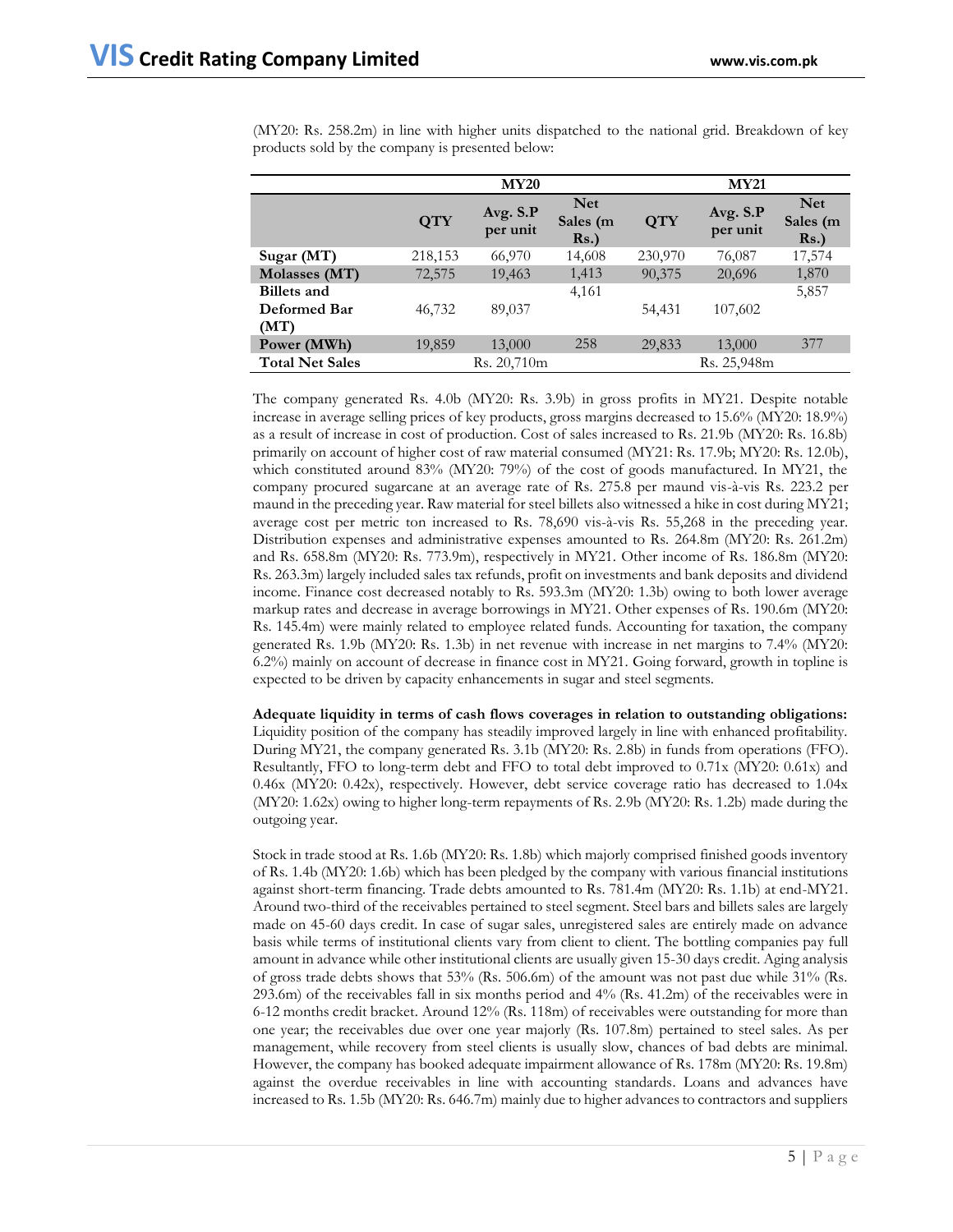(MY20: Rs. 258.2m) in line with higher units dispatched to the national grid. Breakdown of key products sold by the company is presented below:

| | MY20 | | | MY21 | | |
|---|---|---|---|---|---|---|
| | QTY | Avg. S.P per unit | Net Sales (m Rs.) | QTY | Avg. S.P per unit | Net Sales (m Rs.) |
| **Sugar (MT)** | 218,153 | 66,970 | 14,608 | 230,970 | 76,087 | 17,574 |
| **Molasses (MT)** | 72,575 | 19,463 | 1,413 | 90,375 | 20,696 | 1,870 |
| **Billets and Deformed Bar (MT)** | 46,732 | 89,037 | 4,161 | 54,431 | 107,602 | 5,857 |
| **Power (MWh)** | 19,859 | 13,000 | 258 | 29,833 | 13,000 | 377 |
| **Total Net Sales** | Rs. 20,710m | | | Rs. 25,948m | | |

The company generated Rs. 4.0b (MY20: Rs. 3.9b) in gross profits in MY21. Despite notable increase in average selling prices of key products, gross margins decreased to 15.6% (MY20: 18.9%) as a result of increase in cost of production. Cost of sales increased to Rs. 21.9b (MY20: Rs. 16.8b) primarily on account of higher cost of raw material consumed (MY21: Rs. 17.9b; MY20: Rs. 12.0b), which constituted around 83% (MY20: 79%) of the cost of goods manufactured. In MY21, the company procured sugarcane at an average rate of Rs. 275.8 per maund vis-à-vis Rs. 223.2 per maund in the preceding year. Raw material for steel billets also witnessed a hike in cost during MY21; average cost per metric ton increased to Rs. 78,690 vis-à-vis Rs. 55,268 in the preceding year. Distribution expenses and administrative expenses amounted to Rs. 264.8m (MY20: Rs. 261.2m) and Rs. 658.8m (MY20: Rs. 773.9m), respectively in MY21. Other income of Rs. 186.8m (MY20: Rs. 263.3m) largely included sales tax refunds, profit on investments and bank deposits and dividend income. Finance cost decreased notably to Rs. 593.3m (MY20: 1.3b) owing to both lower average markup rates and decrease in average borrowings in MY21. Other expenses of Rs. 190.6m (MY20: Rs. 145.4m) were mainly related to employee related funds. Accounting for taxation, the company generated Rs. 1.9b (MY20: Rs. 1.3b) in net revenue with increase in net margins to 7.4% (MY20: 6.2%) mainly on account of decrease in finance cost in MY21. Going forward, growth in topline is expected to be driven by capacity enhancements in sugar and steel segments.

**Adequate liquidity in terms of cash flows coverages in relation to outstanding obligations:** Liquidity position of the company has steadily improved largely in line with enhanced profitability. During MY21, the company generated Rs. 3.1b (MY20: Rs. 2.8b) in funds from operations (FFO). Resultantly, FFO to long-term debt and FFO to total debt improved to 0.71x (MY20: 0.61x) and 0.46x (MY20: 0.42x), respectively. However, debt service coverage ratio has decreased to 1.04x (MY20: 1.62x) owing to higher long-term repayments of Rs. 2.9b (MY20: Rs. 1.2b) made during the outgoing year.

Stock in trade stood at Rs. 1.6b (MY20: Rs. 1.8b) which majorly comprised finished goods inventory of Rs. 1.4b (MY20: 1.6b) which has been pledged by the company with various financial institutions against short-term financing. Trade debts amounted to Rs. 781.4m (MY20: Rs. 1.1b) at end-MY21. Around two-third of the receivables pertained to steel segment. Steel bars and billets sales are largely made on 45-60 days credit. In case of sugar sales, unregistered sales are entirely made on advance basis while terms of institutional clients vary from client to client. The bottling companies pay full amount in advance while other institutional clients are usually given 15-30 days credit. Aging analysis of gross trade debts shows that 53% (Rs. 506.6m) of the amount was not past due while 31% (Rs. 293.6m) of the receivables fall in six months period and 4% (Rs. 41.2m) of the receivables were in 6-12 months credit bracket. Around 12% (Rs. 118m) of receivables were outstanding for more than one year; the receivables due over one year majorly (Rs. 107.8m) pertained to steel sales. As per management, while recovery from steel clients is usually slow, chances of bad debts are minimal. However, the company has booked adequate impairment allowance of Rs. 178m (MY20: Rs. 19.8m) against the overdue receivables in line with accounting standards. Loans and advances have increased to Rs. 1.5b (MY20: Rs. 646.7m) mainly due to higher advances to contractors and suppliers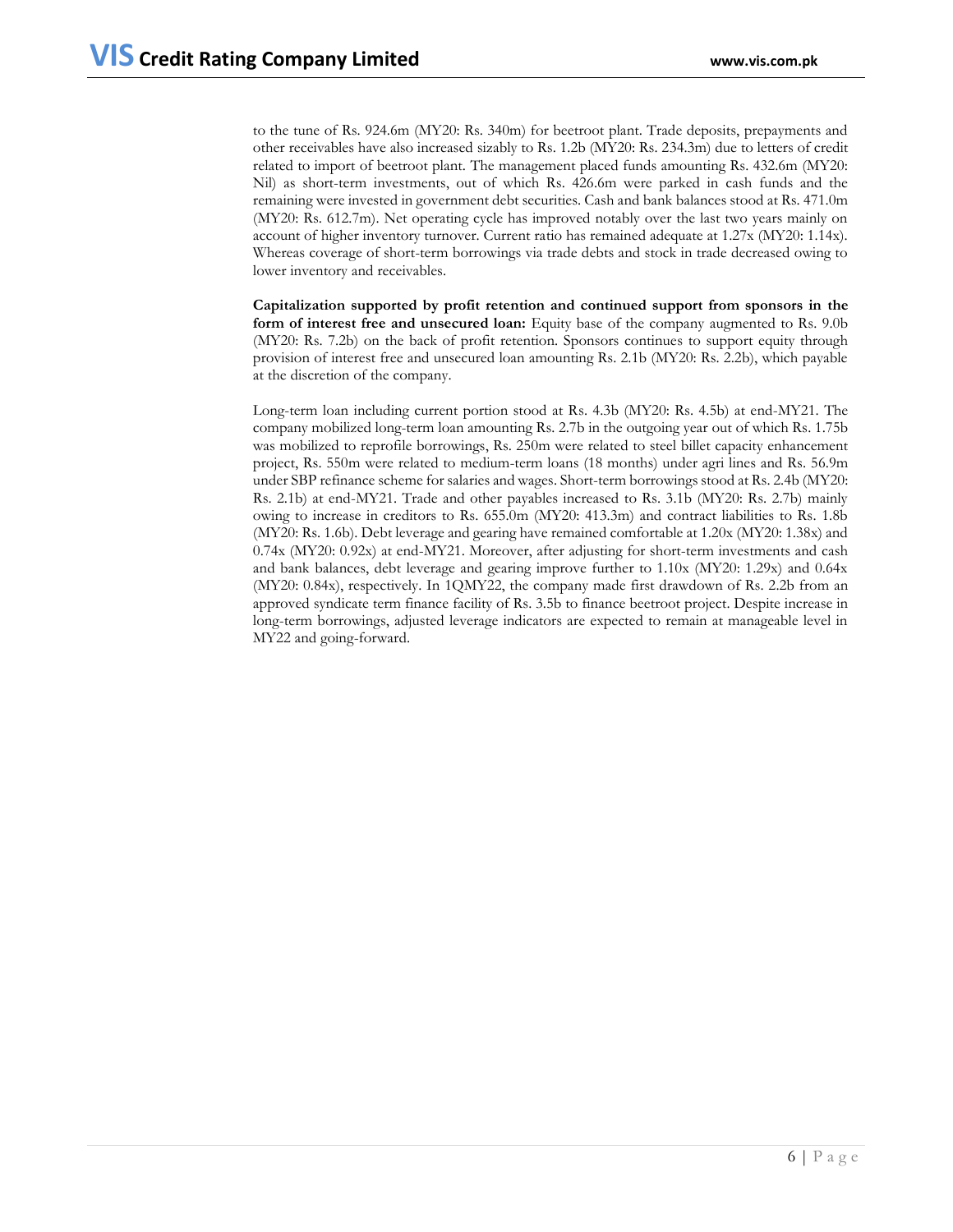to the tune of Rs. 924.6m (MY20: Rs. 340m) for beetroot plant. Trade deposits, prepayments and other receivables have also increased sizably to Rs. 1.2b (MY20: Rs. 234.3m) due to letters of credit related to import of beetroot plant. The management placed funds amounting Rs. 432.6m (MY20: Nil) as short-term investments, out of which Rs. 426.6m were parked in cash funds and the remaining were invested in government debt securities. Cash and bank balances stood at Rs. 471.0m (MY20: Rs. 612.7m). Net operating cycle has improved notably over the last two years mainly on account of higher inventory turnover. Current ratio has remained adequate at 1.27x (MY20: 1.14x). Whereas coverage of short-term borrowings via trade debts and stock in trade decreased owing to lower inventory and receivables.

**Capitalization supported by profit retention and continued support from sponsors in the form of interest free and unsecured loan:** Equity base of the company augmented to Rs. 9.0b (MY20: Rs. 7.2b) on the back of profit retention. Sponsors continues to support equity through provision of interest free and unsecured loan amounting Rs. 2.1b (MY20: Rs. 2.2b), which payable at the discretion of the company.

Long-term loan including current portion stood at Rs. 4.3b (MY20: Rs. 4.5b) at end-MY21. The company mobilized long-term loan amounting Rs. 2.7b in the outgoing year out of which Rs. 1.75b was mobilized to reprofile borrowings, Rs. 250m were related to steel billet capacity enhancement project, Rs. 550m were related to medium-term loans (18 months) under agri lines and Rs. 56.9m under SBP refinance scheme for salaries and wages. Short-term borrowings stood at Rs. 2.4b (MY20: Rs. 2.1b) at end-MY21. Trade and other payables increased to Rs. 3.1b (MY20: Rs. 2.7b) mainly owing to increase in creditors to Rs. 655.0m (MY20: 413.3m) and contract liabilities to Rs. 1.8b (MY20: Rs. 1.6b). Debt leverage and gearing have remained comfortable at 1.20x (MY20: 1.38x) and 0.74x (MY20: 0.92x) at end-MY21. Moreover, after adjusting for short-term investments and cash and bank balances, debt leverage and gearing improve further to 1.10x (MY20: 1.29x) and 0.64x (MY20: 0.84x), respectively. In 1QMY22, the company made first drawdown of Rs. 2.2b from an approved syndicate term finance facility of Rs. 3.5b to finance beetroot project. Despite increase in long-term borrowings, adjusted leverage indicators are expected to remain at manageable level in MY22 and going-forward.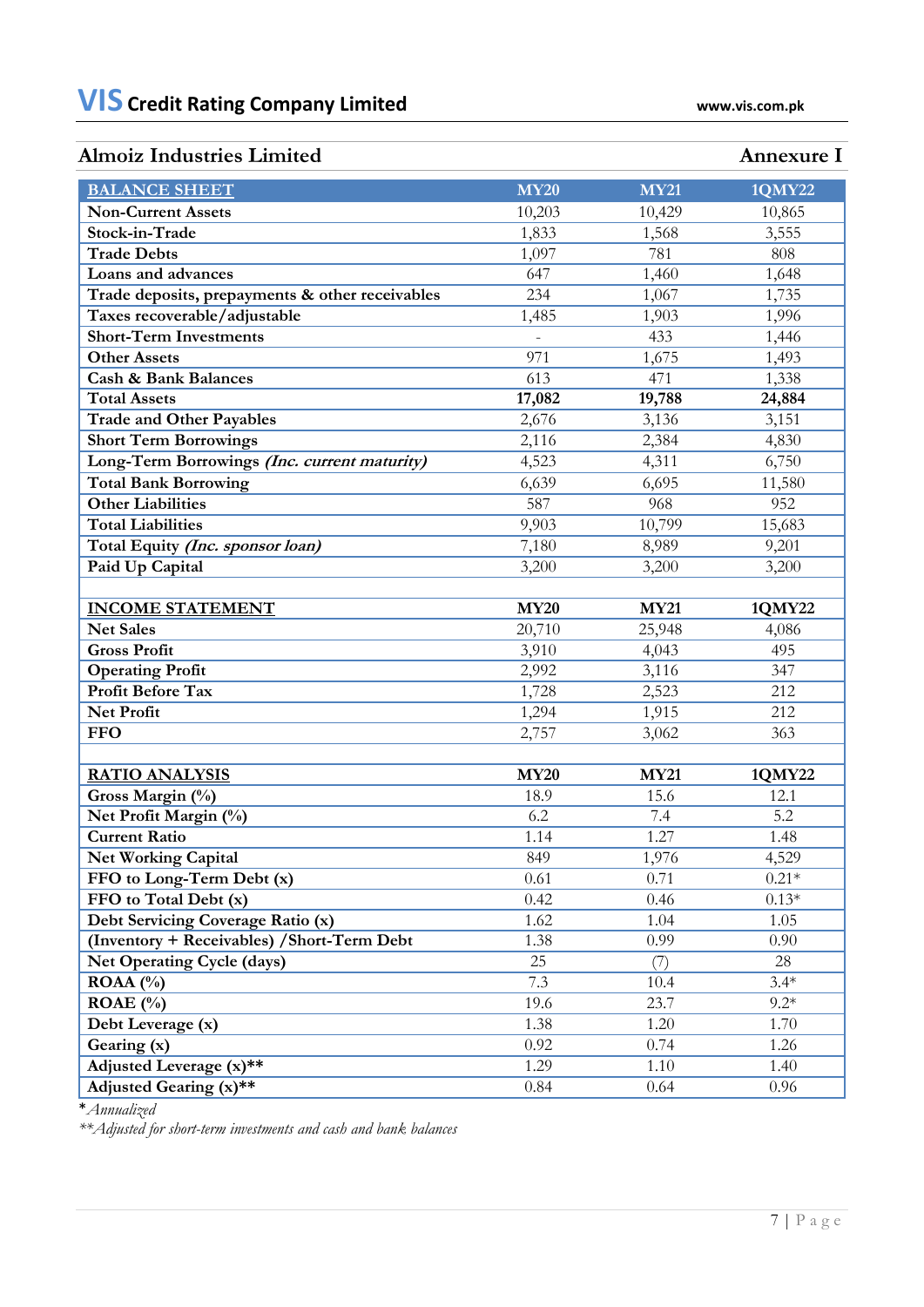## Almoiz Industries Limited — Annexure I

| BALANCE SHEET | MY20 | MY21 | 1QMY22 |
|---|---|---|---|
| Non-Current Assets | 10,203 | 10,429 | 10,865 |
| Stock-in-Trade | 1,833 | 1,568 | 3,555 |
| Trade Debts | 1,097 | 781 | 808 |
| Loans and advances | 647 | 1,460 | 1,648 |
| Trade deposits, prepayments & other receivables | 234 | 1,067 | 1,735 |
| Taxes recoverable/adjustable | 1,485 | 1,903 | 1,996 |
| Short-Term Investments | - | 433 | 1,446 |
| Other Assets | 971 | 1,675 | 1,493 |
| Cash & Bank Balances | 613 | 471 | 1,338 |
| **Total Assets** | **17,082** | **19,788** | **24,884** |
| Trade and Other Payables | 2,676 | 3,136 | 3,151 |
| Short Term Borrowings | 2,116 | 2,384 | 4,830 |
| Long-Term Borrowings *(Inc. current maturity)* | 4,523 | 4,311 | 6,750 |
| Total Bank Borrowing | 6,639 | 6,695 | 11,580 |
| Other Liabilities | 587 | 968 | 952 |
| Total Liabilities | 9,903 | 10,799 | 15,683 |
| Total Equity *(Inc. sponsor loan)* | 7,180 | 8,989 | 9,201 |
| Paid Up Capital | 3,200 | 3,200 | 3,200 |
| | | | |
| **INCOME STATEMENT** | **MY20** | **MY21** | **1QMY22** |
| Net Sales | 20,710 | 25,948 | 4,086 |
| Gross Profit | 3,910 | 4,043 | 495 |
| Operating Profit | 2,992 | 3,116 | 347 |
| Profit Before Tax | 1,728 | 2,523 | 212 |
| Net Profit | 1,294 | 1,915 | 212 |
| FFO | 2,757 | 3,062 | 363 |
| | | | |
| **RATIO ANALYSIS** | **MY20** | **MY21** | **1QMY22** |
| Gross Margin (%) | 18.9 | 15.6 | 12.1 |
| Net Profit Margin (%) | 6.2 | 7.4 | 5.2 |
| Current Ratio | 1.14 | 1.27 | 1.48 |
| Net Working Capital | 849 | 1,976 | 4,529 |
| FFO to Long-Term Debt (x) | 0.61 | 0.71 | 0.21* |
| FFO to Total Debt (x) | 0.42 | 0.46 | 0.13* |
| Debt Servicing Coverage Ratio (x) | 1.62 | 1.04 | 1.05 |
| (Inventory + Receivables) /Short-Term Debt | 1.38 | 0.99 | 0.90 |
| Net Operating Cycle (days) | 25 | (7) | 28 |
| ROAA (%) | 7.3 | 10.4 | 3.4* |
| ROAE (%) | 19.6 | 23.7 | 9.2* |
| Debt Leverage (x) | 1.38 | 1.20 | 1.70 |
| Gearing (x) | 0.92 | 0.74 | 1.26 |
| Adjusted Leverage (x)** | 1.29 | 1.10 | 1.40 |
| Adjusted Gearing (x)** | 0.84 | 0.64 | 0.96 |

*\*Annualized*

*\*\*Adjusted for short-term investments and cash and bank balances*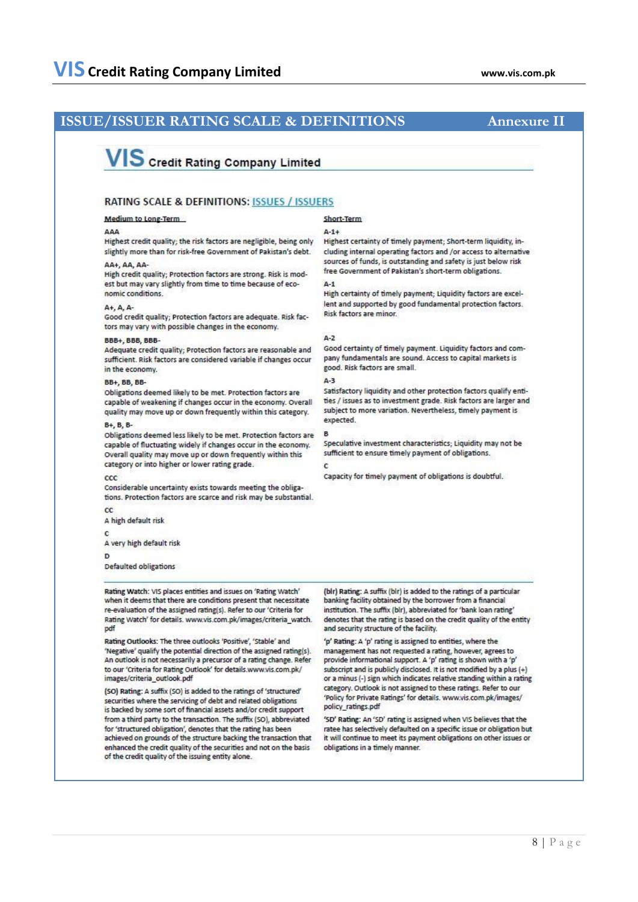## ISSUE/ISSUER RATING SCALE & DEFINITIONS — Annexure II

**VIS Credit Rating Company Limited**

### RATING SCALE & DEFINITIONS: ISSUES / ISSUERS

#### Medium to Long-Term

**AAA**
Highest credit quality; the risk factors are negligible, being only slightly more than for risk-free Government of Pakistan's debt.

**AA+, AA, AA-**
High credit quality; Protection factors are strong. Risk is modest but may vary slightly from time to time because of economic conditions.

**A+, A, A-**
Good credit quality; Protection factors are adequate. Risk factors may vary with possible changes in the economy.

**BBB+, BBB, BBB-**
Adequate credit quality; Protection factors are reasonable and sufficient. Risk factors are considered variable if changes occur in the economy.

**BB+, BB, BB-**
Obligations deemed likely to be met. Protection factors are capable of weakening if changes occur in the economy. Overall quality may move up or down frequently within this category.

**B+, B, B-**
Obligations deemed less likely to be met. Protection factors are capable of fluctuating widely if changes occur in the economy. Overall quality may move up or down frequently within this category or into higher or lower rating grade.

**CCC**
Considerable uncertainty exists towards meeting the obligations. Protection factors are scarce and risk may be substantial.

**CC**
A high default risk

**C**
A very high default risk

**D**
Defaulted obligations

#### Short-Term

**A-1+**
Highest certainty of timely payment; Short-term liquidity, including internal operating factors and /or access to alternative sources of funds, is outstanding and safety is just below risk free Government of Pakistan's short-term obligations.

**A-1**
High certainty of timely payment; Liquidity factors are excellent and supported by good fundamental protection factors. Risk factors are minor.

**A-2**
Good certainty of timely payment. Liquidity factors and company fundamentals are sound. Access to capital markets is good. Risk factors are small.

**A-3**
Satisfactory liquidity and other protection factors qualify entities / issues as to investment grade. Risk factors are larger and subject to more variation. Nevertheless, timely payment is expected.

**B**
Speculative investment characteristics; Liquidity may not be sufficient to ensure timely payment of obligations.

**C**
Capacity for timely payment of obligations is doubtful.

---

**Rating Watch:** VIS places entities and issues on 'Rating Watch' when it deems that there are conditions present that necessitate re-evaluation of the assigned rating(s). Refer to our 'Criteria for Rating Watch' for details. www.vis.com.pk/images/criteria_watch.pdf

**Rating Outlooks:** The three outlooks 'Positive', 'Stable' and 'Negative' qualify the potential direction of the assigned rating(s). An outlook is not necessarily a precursor of a rating change. Refer to our 'Criteria for Rating Outlook' for details.www.vis.com.pk/images/criteria_outlook.pdf

**(SO) Rating:** A suffix (SO) is added to the ratings of 'structured' securities where the servicing of debt and related obligations is backed by some sort of financial assets and/or credit support from a third party to the transaction. The suffix (SO), abbreviated for 'structured obligation', denotes that the rating has been achieved on grounds of the structure backing the transaction that enhanced the credit quality of the securities and not on the basis of the credit quality of the issuing entity alone.

**(blr) Rating:** A suffix (blr) is added to the ratings of a particular banking facility obtained by the borrower from a financial institution. The suffix (blr), abbreviated for 'bank loan rating' denotes that the rating is based on the credit quality of the entity and security structure of the facility.

**'p' Rating:** A 'p' rating is assigned to entities, where the management has not requested a rating, however, agrees to provide informational support. A 'p' rating is shown with a 'p' subscript and is publicly disclosed. It is not modified by a plus (+) or a minus (-) sign which indicates relative standing within a rating category. Outlook is not assigned to these ratings. Refer to our 'Policy for Private Ratings' for details. www.vis.com.pk/images/policy_ratings.pdf

**'SD' Rating:** An 'SD' rating is assigned when VIS believes that the ratee has selectively defaulted on a specific issue or obligation but it will continue to meet its payment obligations on other issues or obligations in a timely manner.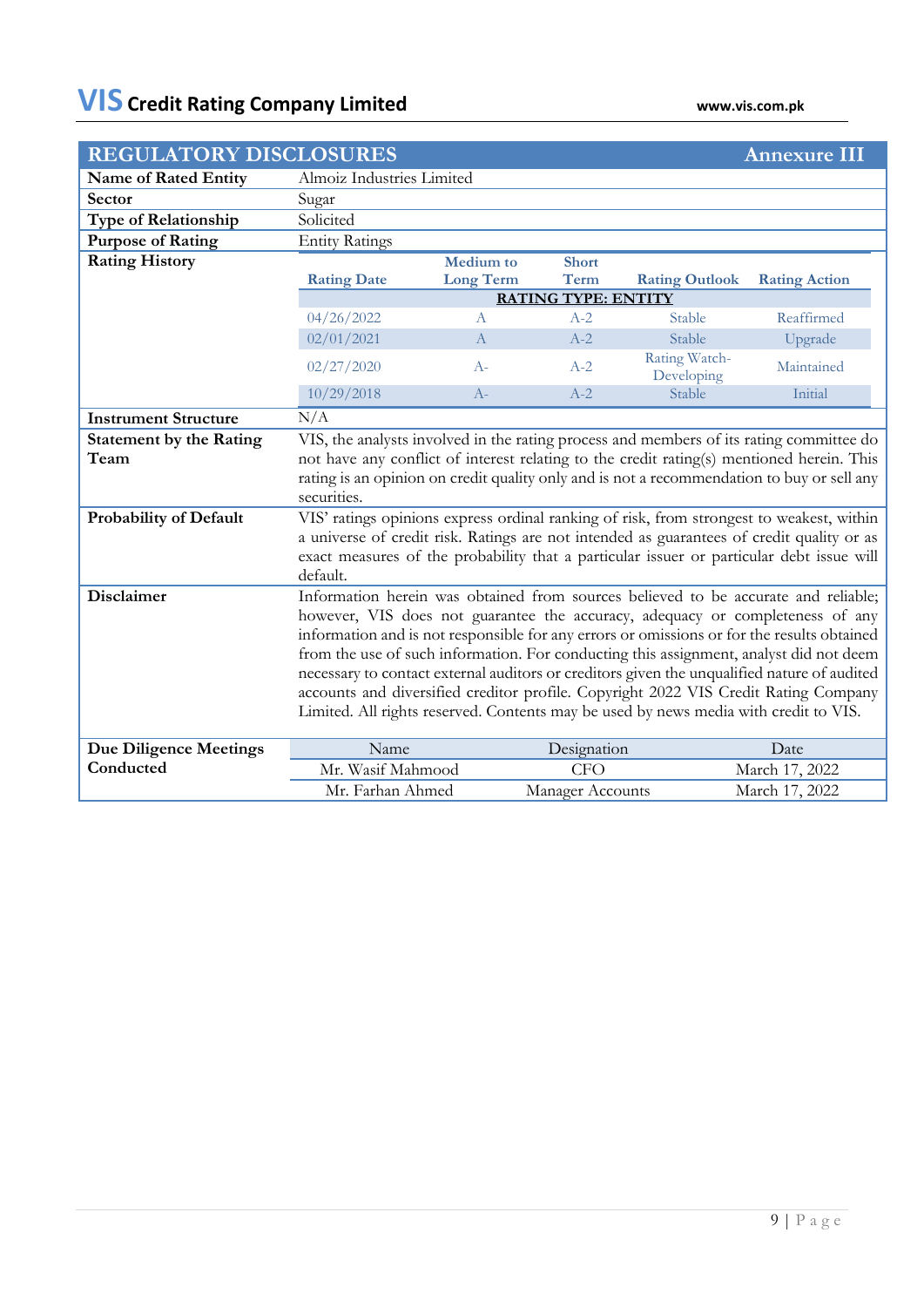## REGULATORY DISCLOSURES

**Annexure III**

| | |
|---|---|
| **Name of Rated Entity** | Almoiz Industries Limited |
| **Sector** | Sugar |
| **Type of Relationship** | Solicited |
| **Purpose of Rating** | Entity Ratings |

**Rating History**

| Rating Date | Medium to Long Term | Short Term | Rating Outlook | Rating Action |
|---|---|---|---|---|
| **RATING TYPE: ENTITY** | | | | |
| 04/26/2022 | A | A-2 | Stable | Reaffirmed |
| 02/01/2021 | A | A-2 | Stable | Upgrade |
| 02/27/2020 | A- | A-2 | Rating Watch-Developing | Maintained |
| 10/29/2018 | A- | A-2 | Stable | Initial |

| | |
|---|---|
| **Instrument Structure** | N/A |
| **Statement by the Rating Team** | VIS, the analysts involved in the rating process and members of its rating committee do not have any conflict of interest relating to the credit rating(s) mentioned herein. This rating is an opinion on credit quality only and is not a recommendation to buy or sell any securities. |
| **Probability of Default** | VIS' ratings opinions express ordinal ranking of risk, from strongest to weakest, within a universe of credit risk. Ratings are not intended as guarantees of credit quality or as exact measures of the probability that a particular issuer or particular debt issue will default. |
| **Disclaimer** | Information herein was obtained from sources believed to be accurate and reliable; however, VIS does not guarantee the accuracy, adequacy or completeness of any information and is not responsible for any errors or omissions or for the results obtained from the use of such information. For conducting this assignment, analyst did not deem necessary to contact external auditors or creditors given the unqualified nature of audited accounts and diversified creditor profile. Copyright 2022 VIS Credit Rating Company Limited. All rights reserved. Contents may be used by news media with credit to VIS. |

**Due Diligence Meetings Conducted**

| Name | Designation | Date |
|---|---|---|
| Mr. Wasif Mahmood | CFO | March 17, 2022 |
| Mr. Farhan Ahmed | Manager Accounts | March 17, 2022 |